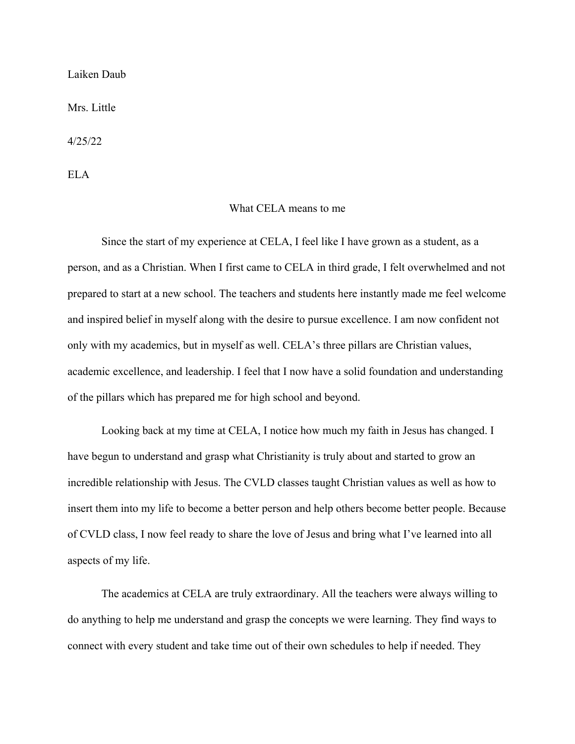Laiken Daub

Mrs. Little

4/25/22

ELA

# What CELA means to me

Since the start of my experience at CELA, I feel like I have grown as a student, as a person, and as a Christian. When I first came to CELA in third grade, I felt overwhelmed and not prepared to start at a new school. The teachers and students here instantly made me feel welcome and inspired belief in myself along with the desire to pursue excellence. I am now confident not only with my academics, but in myself as well. CELA's three pillars are Christian values, academic excellence, and leadership. I feel that I now have a solid foundation and understanding of the pillars which has prepared me for high school and beyond.

Looking back at my time at CELA, I notice how much my faith in Jesus has changed. I have begun to understand and grasp what Christianity is truly about and started to grow an incredible relationship with Jesus. The CVLD classes taught Christian values as well as how to insert them into my life to become a better person and help others become better people. Because of CVLD class, I now feel ready to share the love of Jesus and bring what I've learned into all aspects of my life.

The academics at CELA are truly extraordinary. All the teachers were always willing to do anything to help me understand and grasp the concepts we were learning. They find ways to connect with every student and take time out of their own schedules to help if needed. They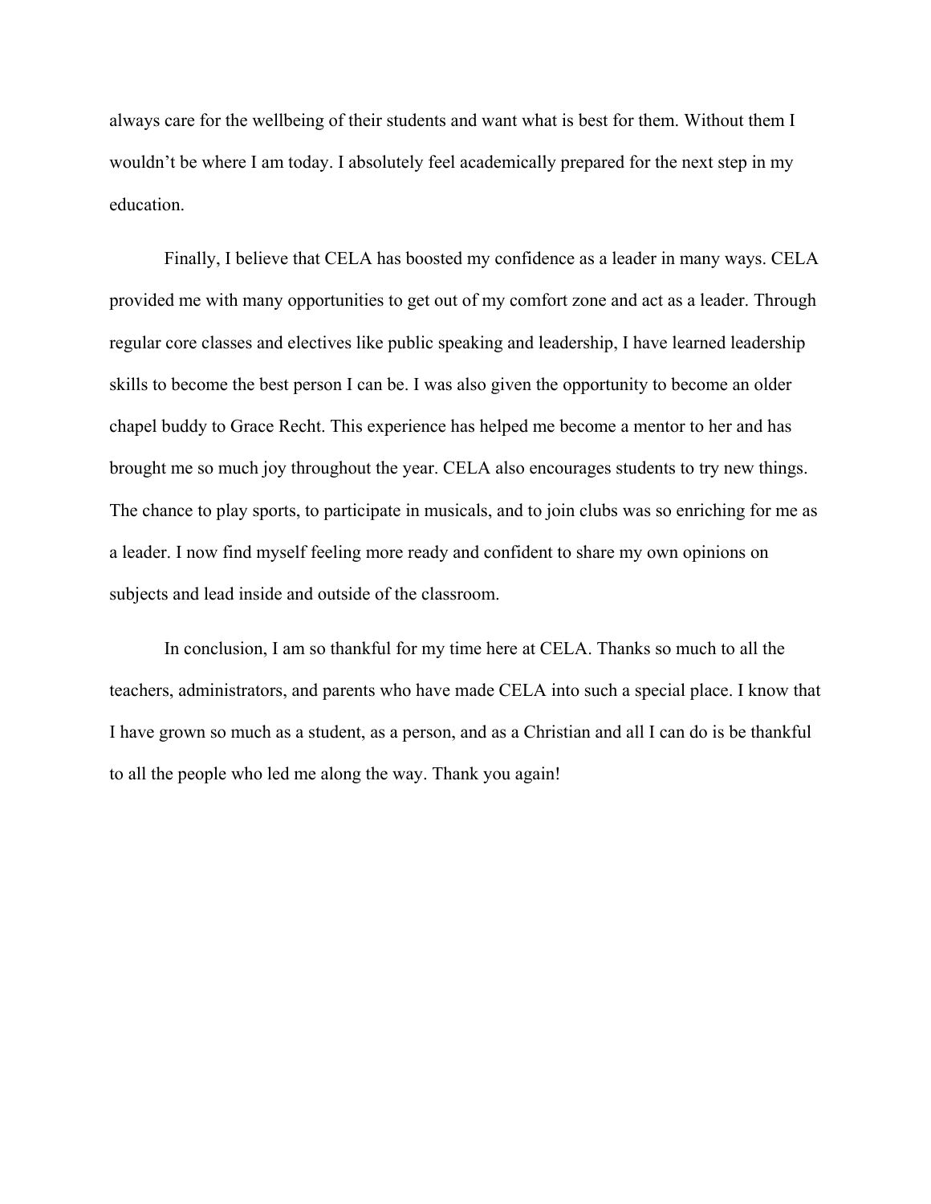always care for the wellbeing of their students and want what is best for them. Without them I wouldn't be where I am today. I absolutely feel academically prepared for the next step in my education.

Finally, I believe that CELA has boosted my confidence as a leader in many ways. CELA provided me with many opportunities to get out of my comfort zone and act as a leader. Through regular core classes and electives like public speaking and leadership, I have learned leadership skills to become the best person I can be. I was also given the opportunity to become an older chapel buddy to Grace Recht. This experience has helped me become a mentor to her and has brought me so much joy throughout the year. CELA also encourages students to try new things. The chance to play sports, to participate in musicals, and to join clubs was so enriching for me as a leader. I now find myself feeling more ready and confident to share my own opinions on subjects and lead inside and outside of the classroom.

In conclusion, I am so thankful for my time here at CELA. Thanks so much to all the teachers, administrators, and parents who have made CELA into such a special place. I know that I have grown so much as a student, as a person, and as a Christian and all I can do is be thankful to all the people who led me along the way. Thank you again!